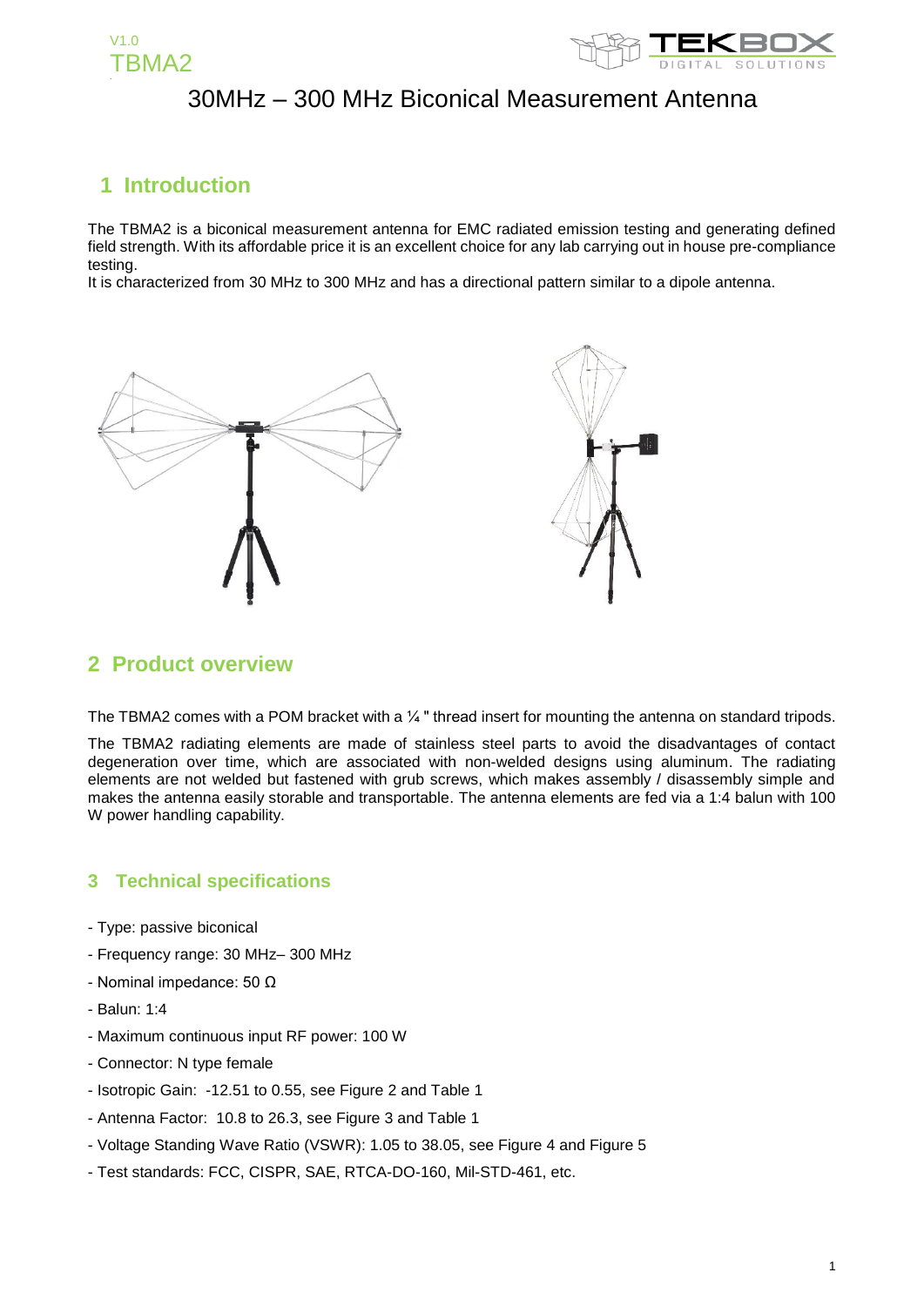# 30MHz – 300 MHz Biconical Measurement Antenna

## 1 Introduction

The TBMA2 is a biconical measurement antenna for EMC radiated emission testing and generating defined field strength. With its affordable price it is an excellent choice for any lab carrying out in house pre-compliance testing.

It is characterized from 30 MHz to 300 MHz and has a directional pattern similar to a dipole antenna.

## 2 Product overview

The TBMA2 comes with a POM bracket with a ¼ " thread insert for mounting the antenna on standard tripods.

The TBMA2 radiating elements are made of stainless steel parts to avoid the disadvantages of contact degeneration over time, which are associated with non-welded designs using aluminum. The radiating elements are not welded but fastened with grub screws, which makes assembly / disassembly simple and makes the antenna easily storable and transportable. The antenna elements are fed via a 1:4 balun with 100 W power handling capability.

## 3 Technical specifications

- Type: passive biconical
- Frequency range: 30 MHz– 300 MHz
- Nominal impedance: 50 Ω
- Balun: 1:4
- Maximum continuous input RF power: 100 W
- Connector: N type female
- Isotropic Gain: -12.51 to 0.55, see Figure 2 and Table 1
- Antenna Factor: 10.8 to 26.3, see Figure 3 and Table 1
- Voltage Standing Wave Ratio (VSWR): 1.05 to 38.05, see Figure 4 and Figure 5
- Test standards: FCC, CISPR, SAE, RTCA-DO-160, Mil-STD-461, etc.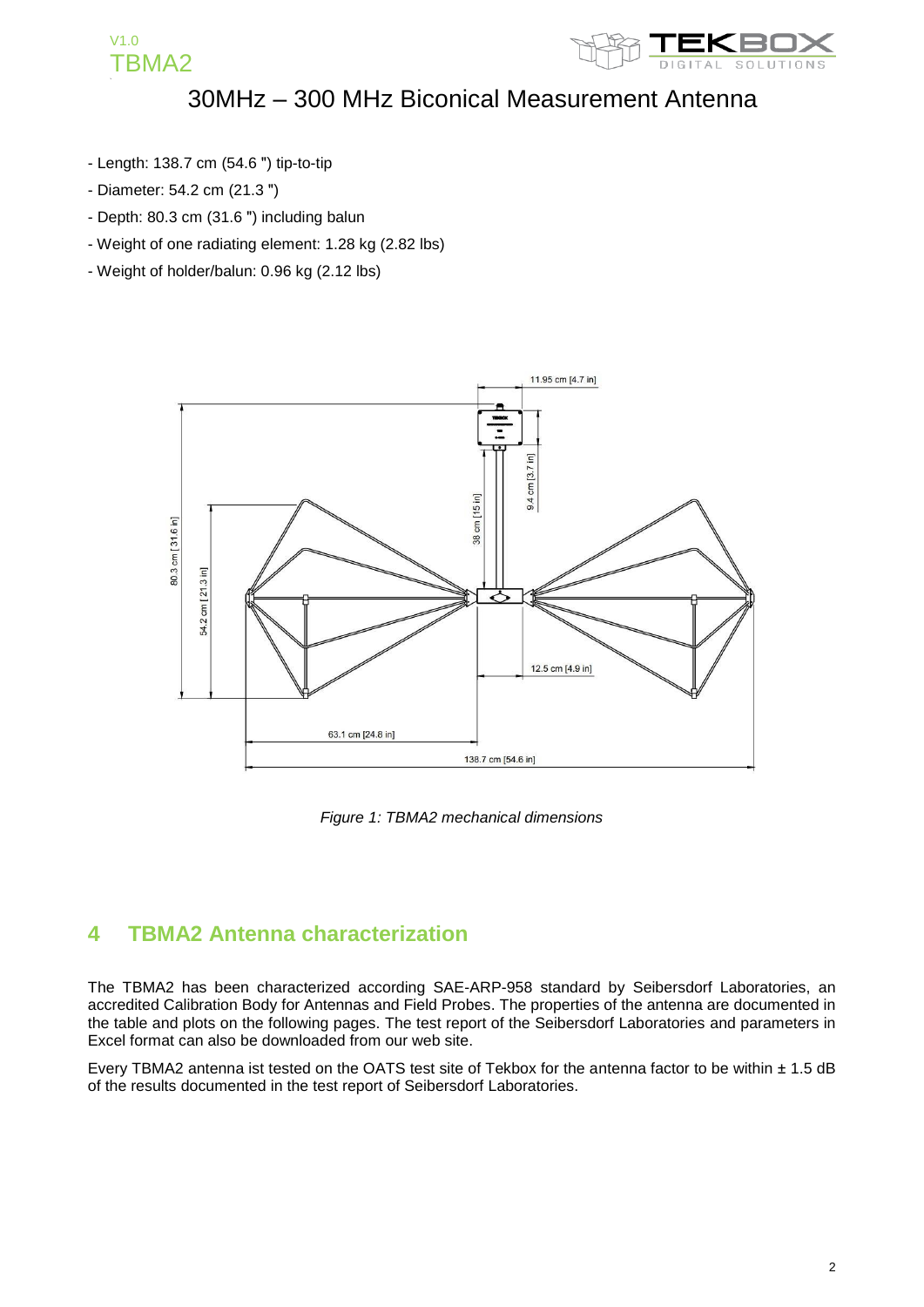- Length: 138.7 cm (54.6 ") tip-to-tip
- Diameter: 54.2 cm (21.3 ")
- Depth: 80.3 cm (31.6 ") including balun
- Weight of one radiating element: 1.28 kg (2.82 lbs)
- Weight of holder/balun: 0.96 kg (2.12 lbs)

*Figure 1: TBMA2 mechanical dimensions*

## 4 TBMA2 Antenna characterization

The TBMA2 has been characterized according SAE-ARP-958 standard by Seibersdorf Laboratories, an accredited Calibration Body for Antennas and Field Probes. The properties of the antenna are documented in the table and plots on the following pages. The test report of the Seibersdorf Laboratories and parameters in Excel format can also be downloaded from our web site.

Every TBMA2 antenna ist tested on the OATS test site of Tekbox for the antenna factor to be within ± 1.5 dB of the results documented in the test report of Seibersdorf Laboratories.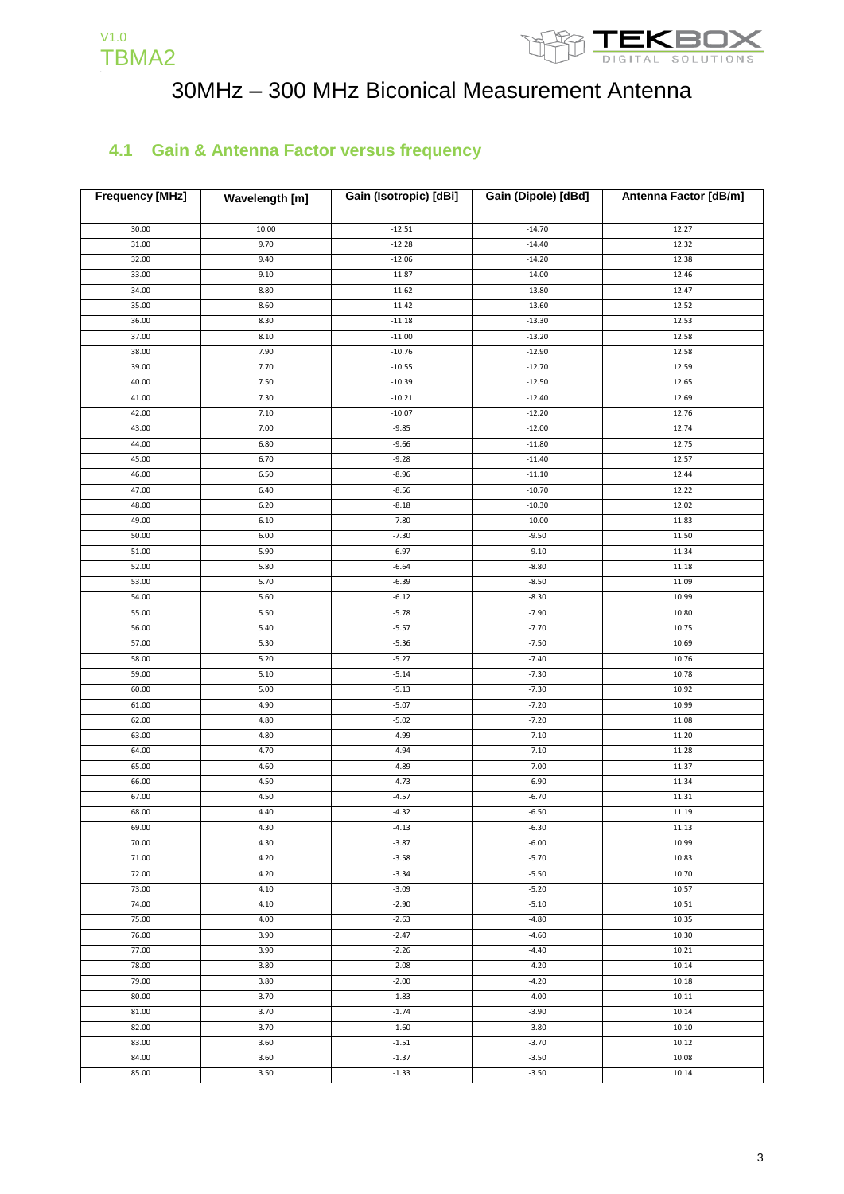# 30MHz – 300 MHz Biconical Measurement Antenna

## 4.1 Gain & Antenna Factor versus frequency

| Frequency [MHz] | Wavelength [m] | Gain (Isotropic) [dBi] | Gain (Dipole) [dBd] | Antenna Factor [dB/m] |
|---|---|---|---|---|
| 30.00 | 10.00 | -12.51 | -14.70 | 12.27 |
| 31.00 | 9.70 | -12.28 | -14.40 | 12.32 |
| 32.00 | 9.40 | -12.06 | -14.20 | 12.38 |
| 33.00 | 9.10 | -11.87 | -14.00 | 12.46 |
| 34.00 | 8.80 | -11.62 | -13.80 | 12.47 |
| 35.00 | 8.60 | -11.42 | -13.60 | 12.52 |
| 36.00 | 8.30 | -11.18 | -13.30 | 12.53 |
| 37.00 | 8.10 | -11.00 | -13.20 | 12.58 |
| 38.00 | 7.90 | -10.76 | -12.90 | 12.58 |
| 39.00 | 7.70 | -10.55 | -12.70 | 12.59 |
| 40.00 | 7.50 | -10.39 | -12.50 | 12.65 |
| 41.00 | 7.30 | -10.21 | -12.40 | 12.69 |
| 42.00 | 7.10 | -10.07 | -12.20 | 12.76 |
| 43.00 | 7.00 | -9.85 | -12.00 | 12.74 |
| 44.00 | 6.80 | -9.66 | -11.80 | 12.75 |
| 45.00 | 6.70 | -9.28 | -11.40 | 12.57 |
| 46.00 | 6.50 | -8.96 | -11.10 | 12.44 |
| 47.00 | 6.40 | -8.56 | -10.70 | 12.22 |
| 48.00 | 6.20 | -8.18 | -10.30 | 12.02 |
| 49.00 | 6.10 | -7.80 | -10.00 | 11.83 |
| 50.00 | 6.00 | -7.30 | -9.50 | 11.50 |
| 51.00 | 5.90 | -6.97 | -9.10 | 11.34 |
| 52.00 | 5.80 | -6.64 | -8.80 | 11.18 |
| 53.00 | 5.70 | -6.39 | -8.50 | 11.09 |
| 54.00 | 5.60 | -6.12 | -8.30 | 10.99 |
| 55.00 | 5.50 | -5.78 | -7.90 | 10.80 |
| 56.00 | 5.40 | -5.57 | -7.70 | 10.75 |
| 57.00 | 5.30 | -5.36 | -7.50 | 10.69 |
| 58.00 | 5.20 | -5.27 | -7.40 | 10.76 |
| 59.00 | 5.10 | -5.14 | -7.30 | 10.78 |
| 60.00 | 5.00 | -5.13 | -7.30 | 10.92 |
| 61.00 | 4.90 | -5.07 | -7.20 | 10.99 |
| 62.00 | 4.80 | -5.02 | -7.20 | 11.08 |
| 63.00 | 4.80 | -4.99 | -7.10 | 11.20 |
| 64.00 | 4.70 | -4.94 | -7.10 | 11.28 |
| 65.00 | 4.60 | -4.89 | -7.00 | 11.37 |
| 66.00 | 4.50 | -4.73 | -6.90 | 11.34 |
| 67.00 | 4.50 | -4.57 | -6.70 | 11.31 |
| 68.00 | 4.40 | -4.32 | -6.50 | 11.19 |
| 69.00 | 4.30 | -4.13 | -6.30 | 11.13 |
| 70.00 | 4.30 | -3.87 | -6.00 | 10.99 |
| 71.00 | 4.20 | -3.58 | -5.70 | 10.83 |
| 72.00 | 4.20 | -3.34 | -5.50 | 10.70 |
| 73.00 | 4.10 | -3.09 | -5.20 | 10.57 |
| 74.00 | 4.10 | -2.90 | -5.10 | 10.51 |
| 75.00 | 4.00 | -2.63 | -4.80 | 10.35 |
| 76.00 | 3.90 | -2.47 | -4.60 | 10.30 |
| 77.00 | 3.90 | -2.26 | -4.40 | 10.21 |
| 78.00 | 3.80 | -2.08 | -4.20 | 10.14 |
| 79.00 | 3.80 | -2.00 | -4.20 | 10.18 |
| 80.00 | 3.70 | -1.83 | -4.00 | 10.11 |
| 81.00 | 3.70 | -1.74 | -3.90 | 10.14 |
| 82.00 | 3.70 | -1.60 | -3.80 | 10.10 |
| 83.00 | 3.60 | -1.51 | -3.70 | 10.12 |
| 84.00 | 3.60 | -1.37 | -3.50 | 10.08 |
| 85.00 | 3.50 | -1.33 | -3.50 | 10.14 |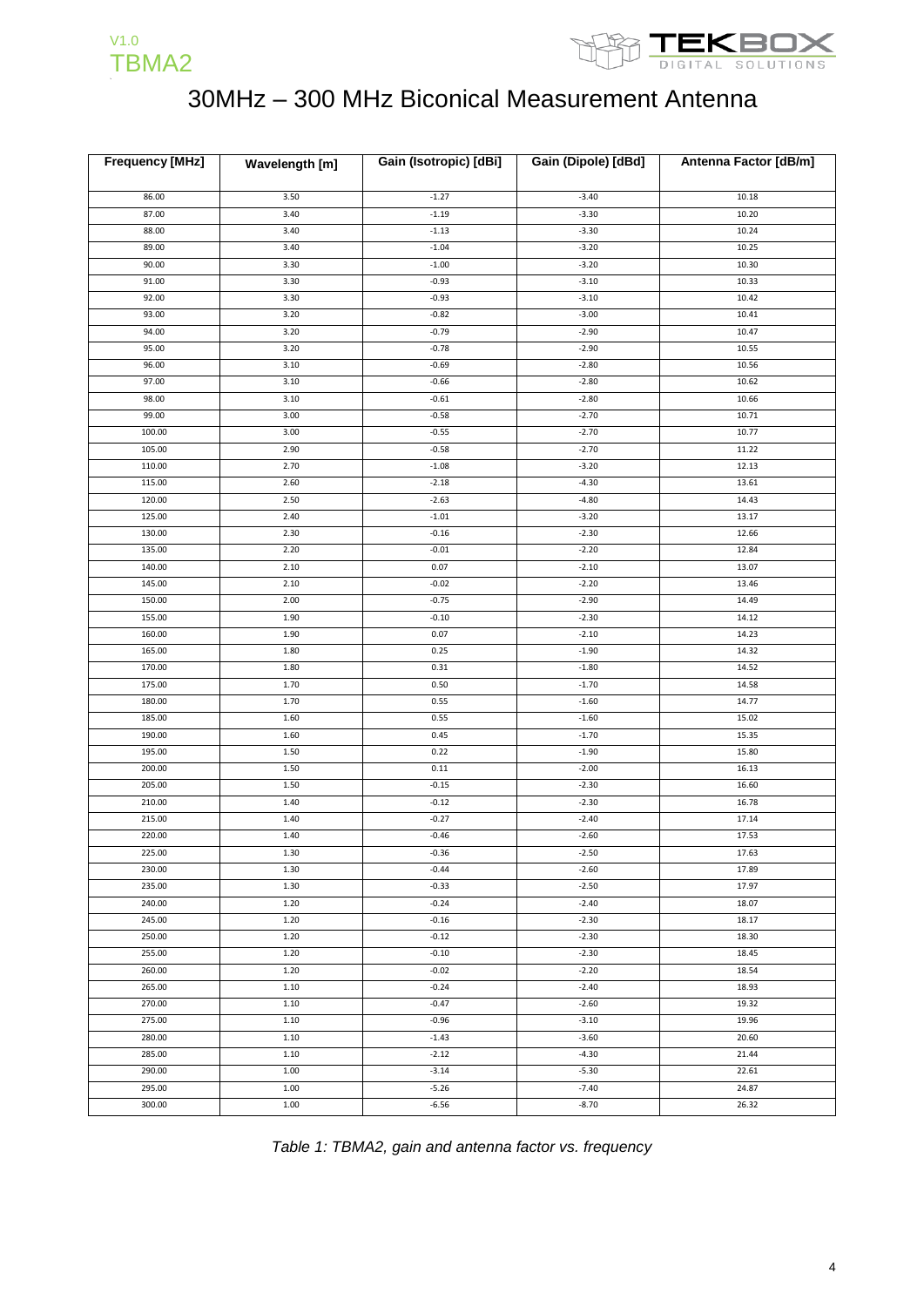# 30MHz – 300 MHz Biconical Measurement Antenna

| Frequency [MHz] | Wavelength [m] | Gain (Isotropic) [dBi] | Gain (Dipole) [dBd] | Antenna Factor [dB/m] |
|---|---|---|---|---|
| 86.00 | 3.50 | -1.27 | -3.40 | 10.18 |
| 87.00 | 3.40 | -1.19 | -3.30 | 10.20 |
| 88.00 | 3.40 | -1.13 | -3.30 | 10.24 |
| 89.00 | 3.40 | -1.04 | -3.20 | 10.25 |
| 90.00 | 3.30 | -1.00 | -3.20 | 10.30 |
| 91.00 | 3.30 | -0.93 | -3.10 | 10.33 |
| 92.00 | 3.30 | -0.93 | -3.10 | 10.42 |
| 93.00 | 3.20 | -0.82 | -3.00 | 10.41 |
| 94.00 | 3.20 | -0.79 | -2.90 | 10.47 |
| 95.00 | 3.20 | -0.78 | -2.90 | 10.55 |
| 96.00 | 3.10 | -0.69 | -2.80 | 10.56 |
| 97.00 | 3.10 | -0.66 | -2.80 | 10.62 |
| 98.00 | 3.10 | -0.61 | -2.80 | 10.66 |
| 99.00 | 3.00 | -0.58 | -2.70 | 10.71 |
| 100.00 | 3.00 | -0.55 | -2.70 | 10.77 |
| 105.00 | 2.90 | -0.58 | -2.70 | 11.22 |
| 110.00 | 2.70 | -1.08 | -3.20 | 12.13 |
| 115.00 | 2.60 | -2.18 | -4.30 | 13.61 |
| 120.00 | 2.50 | -2.63 | -4.80 | 14.43 |
| 125.00 | 2.40 | -1.01 | -3.20 | 13.17 |
| 130.00 | 2.30 | -0.16 | -2.30 | 12.66 |
| 135.00 | 2.20 | -0.01 | -2.20 | 12.84 |
| 140.00 | 2.10 | 0.07 | -2.10 | 13.07 |
| 145.00 | 2.10 | -0.02 | -2.20 | 13.46 |
| 150.00 | 2.00 | -0.75 | -2.90 | 14.49 |
| 155.00 | 1.90 | -0.10 | -2.30 | 14.12 |
| 160.00 | 1.90 | 0.07 | -2.10 | 14.23 |
| 165.00 | 1.80 | 0.25 | -1.90 | 14.32 |
| 170.00 | 1.80 | 0.31 | -1.80 | 14.52 |
| 175.00 | 1.70 | 0.50 | -1.70 | 14.58 |
| 180.00 | 1.70 | 0.55 | -1.60 | 14.77 |
| 185.00 | 1.60 | 0.55 | -1.60 | 15.02 |
| 190.00 | 1.60 | 0.45 | -1.70 | 15.35 |
| 195.00 | 1.50 | 0.22 | -1.90 | 15.80 |
| 200.00 | 1.50 | 0.11 | -2.00 | 16.13 |
| 205.00 | 1.50 | -0.15 | -2.30 | 16.60 |
| 210.00 | 1.40 | -0.12 | -2.30 | 16.78 |
| 215.00 | 1.40 | -0.27 | -2.40 | 17.14 |
| 220.00 | 1.40 | -0.46 | -2.60 | 17.53 |
| 225.00 | 1.30 | -0.36 | -2.50 | 17.63 |
| 230.00 | 1.30 | -0.44 | -2.60 | 17.89 |
| 235.00 | 1.30 | -0.33 | -2.50 | 17.97 |
| 240.00 | 1.20 | -0.24 | -2.40 | 18.07 |
| 245.00 | 1.20 | -0.16 | -2.30 | 18.17 |
| 250.00 | 1.20 | -0.12 | -2.30 | 18.30 |
| 255.00 | 1.20 | -0.10 | -2.30 | 18.45 |
| 260.00 | 1.20 | -0.02 | -2.20 | 18.54 |
| 265.00 | 1.10 | -0.24 | -2.40 | 18.93 |
| 270.00 | 1.10 | -0.47 | -2.60 | 19.32 |
| 275.00 | 1.10 | -0.96 | -3.10 | 19.96 |
| 280.00 | 1.10 | -1.43 | -3.60 | 20.60 |
| 285.00 | 1.10 | -2.12 | -4.30 | 21.44 |
| 290.00 | 1.00 | -3.14 | -5.30 | 22.61 |
| 295.00 | 1.00 | -5.26 | -7.40 | 24.87 |
| 300.00 | 1.00 | -6.56 | -8.70 | 26.32 |

*Table 1: TBMA2, gain and antenna factor vs. frequency*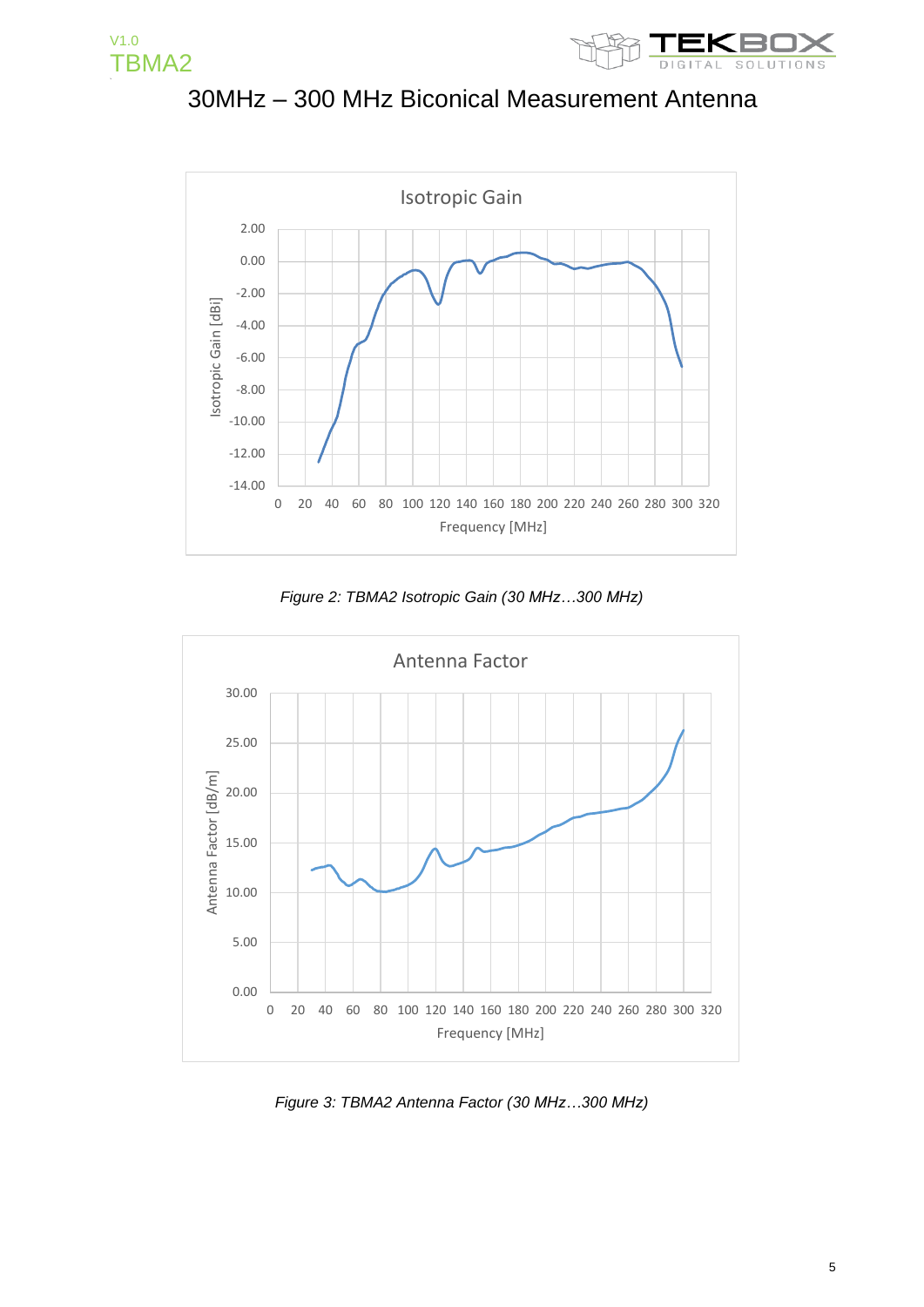# 30MHz – 300 MHz Biconical Measurement Antenna

*Figure 2: TBMA2 Isotropic Gain (30 MHz…300 MHz)*

*Figure 3: TBMA2 Antenna Factor (30 MHz…300 MHz)*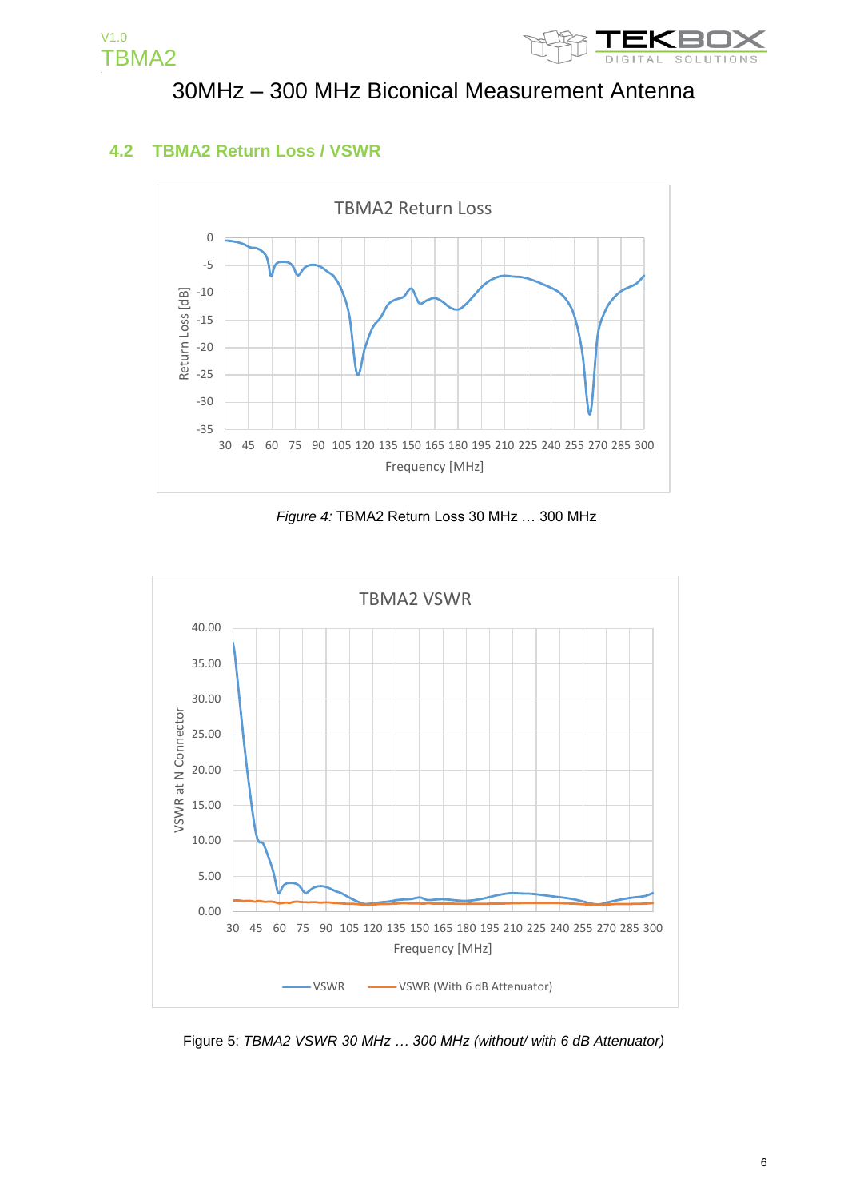# 30MHz – 300 MHz Biconical Measurement Antenna

## 4.2 TBMA2 Return Loss / VSWR

*Figure 4:* TBMA2 Return Loss 30 MHz … 300 MHz

Figure 5: *TBMA2 VSWR 30 MHz … 300 MHz (without/ with 6 dB Attenuator)*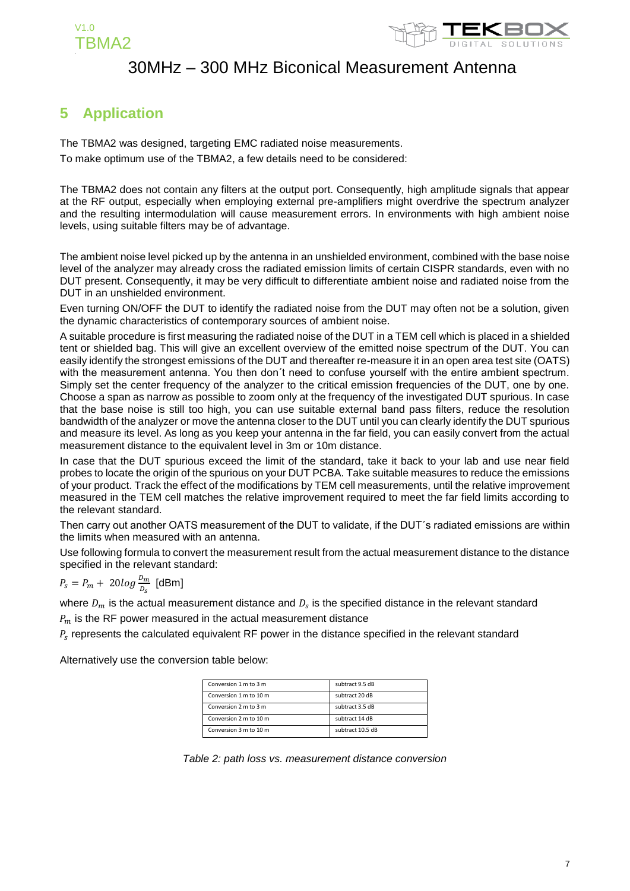# 5 Application

The TBMA2 was designed, targeting EMC radiated noise measurements.

To make optimum use of the TBMA2, a few details need to be considered:

The TBMA2 does not contain any filters at the output port. Consequently, high amplitude signals that appear at the RF output, especially when employing external pre-amplifiers might overdrive the spectrum analyzer and the resulting intermodulation will cause measurement errors. In environments with high ambient noise levels, using suitable filters may be of advantage.

The ambient noise level picked up by the antenna in an unshielded environment, combined with the base noise level of the analyzer may already cross the radiated emission limits of certain CISPR standards, even with no DUT present. Consequently, it may be very difficult to differentiate ambient noise and radiated noise from the DUT in an unshielded environment.

Even turning ON/OFF the DUT to identify the radiated noise from the DUT may often not be a solution, given the dynamic characteristics of contemporary sources of ambient noise.

A suitable procedure is first measuring the radiated noise of the DUT in a TEM cell which is placed in a shielded tent or shielded bag. This will give an excellent overview of the emitted noise spectrum of the DUT. You can easily identify the strongest emissions of the DUT and thereafter re-measure it in an open area test site (OATS) with the measurement antenna. You then don´t need to confuse yourself with the entire ambient spectrum. Simply set the center frequency of the analyzer to the critical emission frequencies of the DUT, one by one. Choose a span as narrow as possible to zoom only at the frequency of the investigated DUT spurious. In case that the base noise is still too high, you can use suitable external band pass filters, reduce the resolution bandwidth of the analyzer or move the antenna closer to the DUT until you can clearly identify the DUT spurious and measure its level. As long as you keep your antenna in the far field, you can easily convert from the actual measurement distance to the equivalent level in 3m or 10m distance.

In case that the DUT spurious exceed the limit of the standard, take it back to your lab and use near field probes to locate the origin of the spurious on your DUT PCBA. Take suitable measures to reduce the emissions of your product. Track the effect of the modifications by TEM cell measurements, until the relative improvement measured in the TEM cell matches the relative improvement required to meet the far field limits according to the relevant standard.

Then carry out another OATS measurement of the DUT to validate, if the DUT´s radiated emissions are within the limits when measured with an antenna.

Use following formula to convert the measurement result from the actual measurement distance to the distance specified in the relevant standard:

$$P_s = P_m + 20log\frac{D_m}{D_s} \text{ [dBm]}$$

where $D_m$ is the actual measurement distance and $D_s$ is the specified distance in the relevant standard

$P_m$ is the RF power measured in the actual measurement distance

$P_s$ represents the calculated equivalent RF power in the distance specified in the relevant standard

Alternatively use the conversion table below:

| | |
|---|---|
| Conversion 1 m to 3 m | subtract 9.5 dB |
| Conversion 1 m to 10 m | subtract 20 dB |
| Conversion 2 m to 3 m | subtract 3.5 dB |
| Conversion 2 m to 10 m | subtract 14 dB |
| Conversion 3 m to 10 m | subtract 10.5 dB |

*Table 2: path loss vs. measurement distance conversion*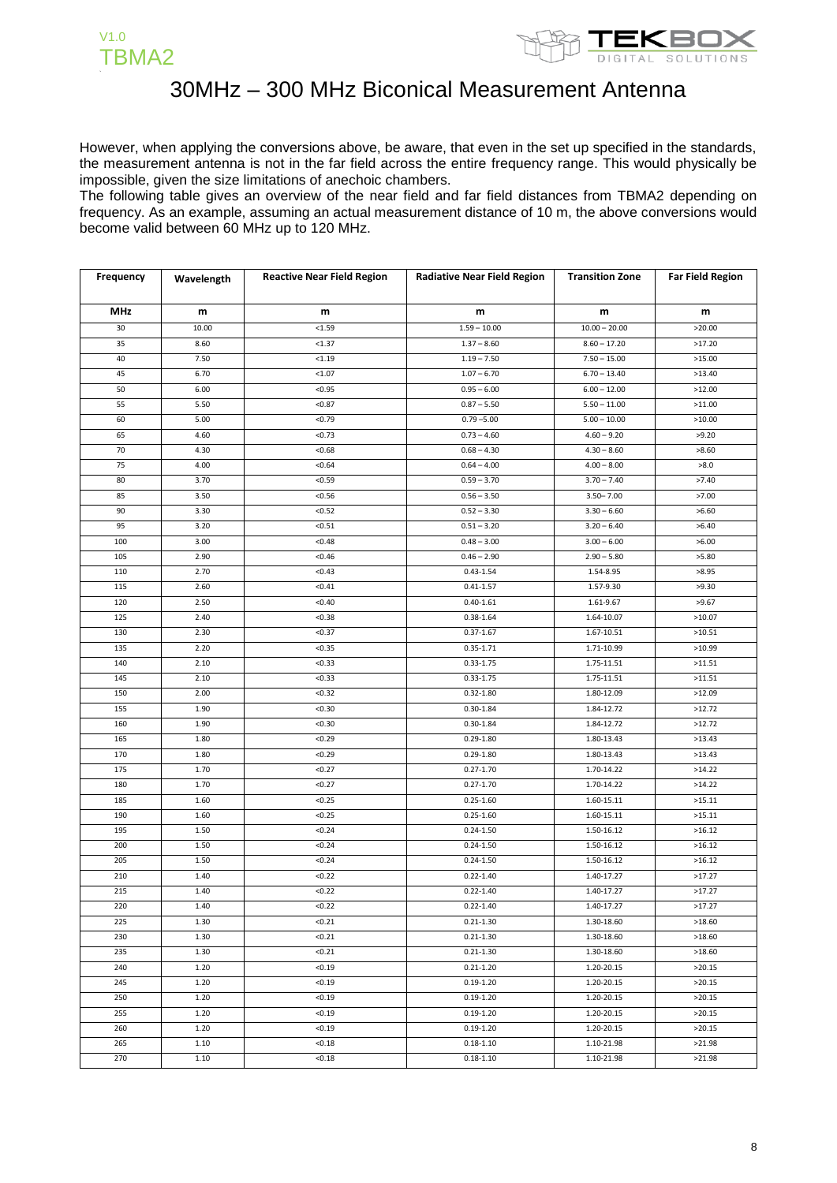# 30MHz – 300 MHz Biconical Measurement Antenna

However, when applying the conversions above, be aware, that even in the set up specified in the standards, the measurement antenna is not in the far field across the entire frequency range. This would physically be impossible, given the size limitations of anechoic chambers.

The following table gives an overview of the near field and far field distances from TBMA2 depending on frequency. As an example, assuming an actual measurement distance of 10 m, the above conversions would become valid between 60 MHz up to 120 MHz.

| Frequency | Wavelength | Reactive Near Field Region | Radiative Near Field Region | Transition Zone | Far Field Region |
|---|---|---|---|---|---|
| MHz | m | m | m | m | m |
| 30 | 10.00 | <1.59 | 1.59 – 10.00 | 10.00 – 20.00 | >20.00 |
| 35 | 8.60 | <1.37 | 1.37 – 8.60 | 8.60 – 17.20 | >17.20 |
| 40 | 7.50 | <1.19 | 1.19 – 7.50 | 7.50 – 15.00 | >15.00 |
| 45 | 6.70 | <1.07 | 1.07 – 6.70 | 6.70 – 13.40 | >13.40 |
| 50 | 6.00 | <0.95 | 0.95 – 6.00 | 6.00 – 12.00 | >12.00 |
| 55 | 5.50 | <0.87 | 0.87 – 5.50 | 5.50 – 11.00 | >11.00 |
| 60 | 5.00 | <0.79 | 0.79 –5.00 | 5.00 – 10.00 | >10.00 |
| 65 | 4.60 | <0.73 | 0.73 – 4.60 | 4.60 – 9.20 | >9.20 |
| 70 | 4.30 | <0.68 | 0.68 – 4.30 | 4.30 – 8.60 | >8.60 |
| 75 | 4.00 | <0.64 | 0.64 – 4.00 | 4.00 – 8.00 | >8.0 |
| 80 | 3.70 | <0.59 | 0.59 – 3.70 | 3.70 – 7.40 | >7.40 |
| 85 | 3.50 | <0.56 | 0.56 – 3.50 | 3.50– 7.00 | >7.00 |
| 90 | 3.30 | <0.52 | 0.52 – 3.30 | 3.30 – 6.60 | >6.60 |
| 95 | 3.20 | <0.51 | 0.51 – 3.20 | 3.20 – 6.40 | >6.40 |
| 100 | 3.00 | <0.48 | 0.48 – 3.00 | 3.00 – 6.00 | >6.00 |
| 105 | 2.90 | <0.46 | 0.46 – 2.90 | 2.90 – 5.80 | >5.80 |
| 110 | 2.70 | <0.43 | 0.43-1.54 | 1.54-8.95 | >8.95 |
| 115 | 2.60 | <0.41 | 0.41-1.57 | 1.57-9.30 | >9.30 |
| 120 | 2.50 | <0.40 | 0.40-1.61 | 1.61-9.67 | >9.67 |
| 125 | 2.40 | <0.38 | 0.38-1.64 | 1.64-10.07 | >10.07 |
| 130 | 2.30 | <0.37 | 0.37-1.67 | 1.67-10.51 | >10.51 |
| 135 | 2.20 | <0.35 | 0.35-1.71 | 1.71-10.99 | >10.99 |
| 140 | 2.10 | <0.33 | 0.33-1.75 | 1.75-11.51 | >11.51 |
| 145 | 2.10 | <0.33 | 0.33-1.75 | 1.75-11.51 | >11.51 |
| 150 | 2.00 | <0.32 | 0.32-1.80 | 1.80-12.09 | >12.09 |
| 155 | 1.90 | <0.30 | 0.30-1.84 | 1.84-12.72 | >12.72 |
| 160 | 1.90 | <0.30 | 0.30-1.84 | 1.84-12.72 | >12.72 |
| 165 | 1.80 | <0.29 | 0.29-1.80 | 1.80-13.43 | >13.43 |
| 170 | 1.80 | <0.29 | 0.29-1.80 | 1.80-13.43 | >13.43 |
| 175 | 1.70 | <0.27 | 0.27-1.70 | 1.70-14.22 | >14.22 |
| 180 | 1.70 | <0.27 | 0.27-1.70 | 1.70-14.22 | >14.22 |
| 185 | 1.60 | <0.25 | 0.25-1.60 | 1.60-15.11 | >15.11 |
| 190 | 1.60 | <0.25 | 0.25-1.60 | 1.60-15.11 | >15.11 |
| 195 | 1.50 | <0.24 | 0.24-1.50 | 1.50-16.12 | >16.12 |
| 200 | 1.50 | <0.24 | 0.24-1.50 | 1.50-16.12 | >16.12 |
| 205 | 1.50 | <0.24 | 0.24-1.50 | 1.50-16.12 | >16.12 |
| 210 | 1.40 | <0.22 | 0.22-1.40 | 1.40-17.27 | >17.27 |
| 215 | 1.40 | <0.22 | 0.22-1.40 | 1.40-17.27 | >17.27 |
| 220 | 1.40 | <0.22 | 0.22-1.40 | 1.40-17.27 | >17.27 |
| 225 | 1.30 | <0.21 | 0.21-1.30 | 1.30-18.60 | >18.60 |
| 230 | 1.30 | <0.21 | 0.21-1.30 | 1.30-18.60 | >18.60 |
| 235 | 1.30 | <0.21 | 0.21-1.30 | 1.30-18.60 | >18.60 |
| 240 | 1.20 | <0.19 | 0.21-1.20 | 1.20-20.15 | >20.15 |
| 245 | 1.20 | <0.19 | 0.19-1.20 | 1.20-20.15 | >20.15 |
| 250 | 1.20 | <0.19 | 0.19-1.20 | 1.20-20.15 | >20.15 |
| 255 | 1.20 | <0.19 | 0.19-1.20 | 1.20-20.15 | >20.15 |
| 260 | 1.20 | <0.19 | 0.19-1.20 | 1.20-20.15 | >20.15 |
| 265 | 1.10 | <0.18 | 0.18-1.10 | 1.10-21.98 | >21.98 |
| 270 | 1.10 | <0.18 | 0.18-1.10 | 1.10-21.98 | >21.98 |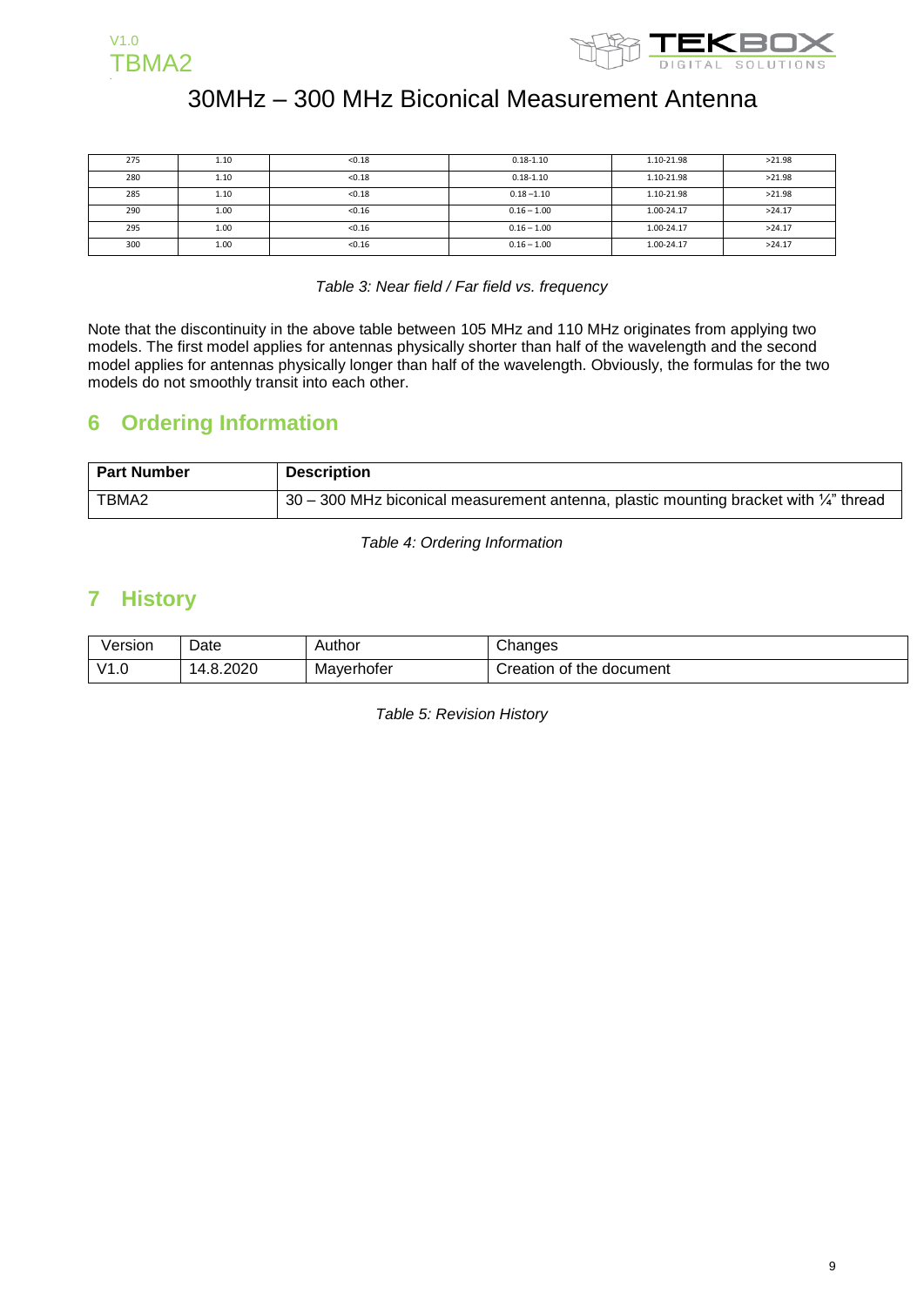| | | | | | |
|---|---|---|---|---|---|
| 275 | 1.10 | <0.18 | 0.18-1.10 | 1.10-21.98 | >21.98 |
| 280 | 1.10 | <0.18 | 0.18-1.10 | 1.10-21.98 | >21.98 |
| 285 | 1.10 | <0.18 | 0.18 –1.10 | 1.10-21.98 | >21.98 |
| 290 | 1.00 | <0.16 | 0.16 – 1.00 | 1.00-24.17 | >24.17 |
| 295 | 1.00 | <0.16 | 0.16 – 1.00 | 1.00-24.17 | >24.17 |
| 300 | 1.00 | <0.16 | 0.16 – 1.00 | 1.00-24.17 | >24.17 |

*Table 3: Near field / Far field vs. frequency*

Note that the discontinuity in the above table between 105 MHz and 110 MHz originates from applying two models. The first model applies for antennas physically shorter than half of the wavelength and the second model applies for antennas physically longer than half of the wavelength. Obviously, the formulas for the two models do not smoothly transit into each other.

## 6 Ordering Information

| **Part Number** | **Description** |
|---|---|
| TBMA2 | 30 – 300 MHz biconical measurement antenna, plastic mounting bracket with ¼" thread |

*Table 4: Ordering Information*

## 7 History

| Version | Date | Author | Changes |
|---|---|---|---|
| V1.0 | 14.8.2020 | Mayerhofer | Creation of the document |

*Table 5: Revision History*